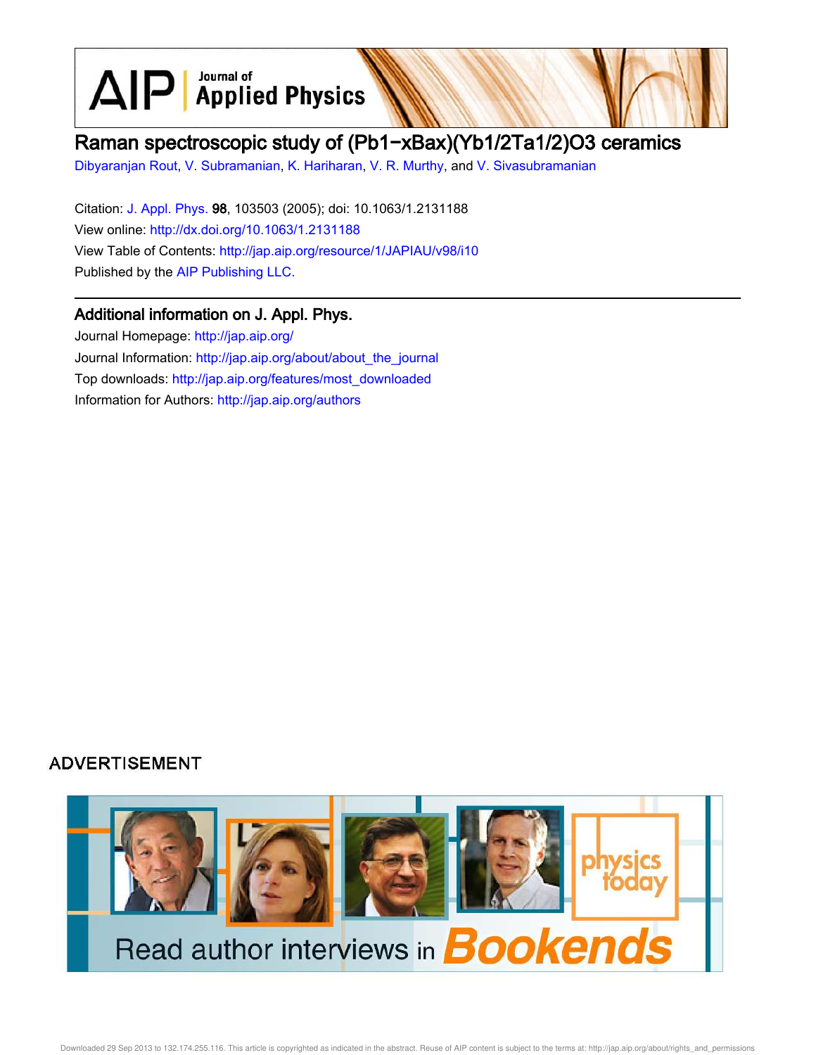# Raman spectroscopic study of $(Pb_{1-x}Ba_x)(Yb_{1/2}Ta_{1/2})O_3$ ceramics

Dibyaranjan Rout, V. Subramanian, K. Hariharan, V. R. Murthy, and V. Sivasubramanian

Citation: J. Appl. Phys. **98**, 103503 (2005); doi: 10.1063/1.2131188

View online: http://dx.doi.org/10.1063/1.2131188

View Table of Contents: http://jap.aip.org/resource/1/JAPIAU/v98/i10

Published by the AIP Publishing LLC.

## Additional information on J. Appl. Phys.

Journal Homepage: http://jap.aip.org/

Journal Information: http://jap.aip.org/about/about_the_journal

Top downloads: http://jap.aip.org/features/most_downloaded

Information for Authors: http://jap.aip.org/authors

ADVERTISEMENT

Read author interviews in Bookends

physics today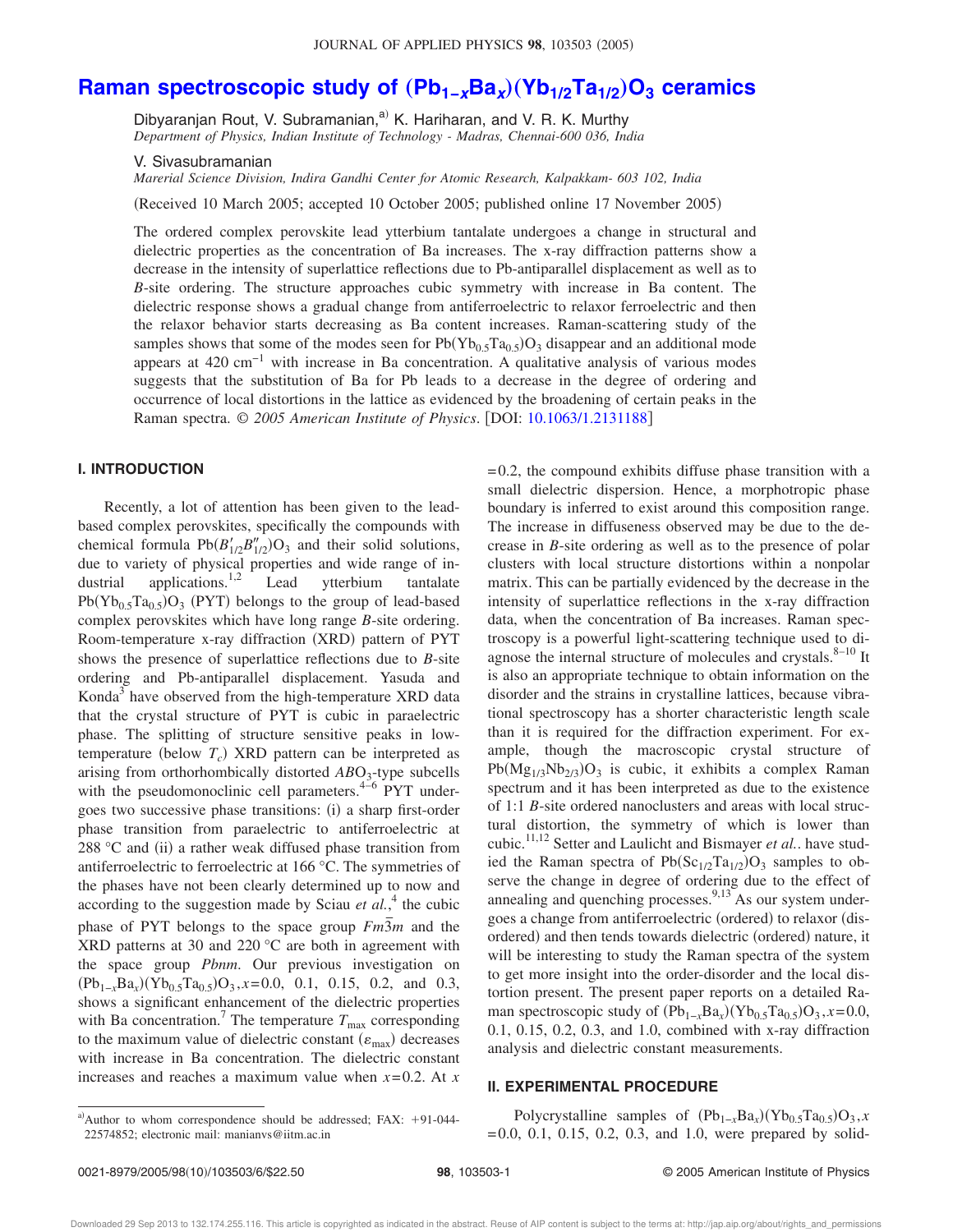# Raman spectroscopic study of $(Pb_{1-x}Ba_x)(Yb_{1/2}Ta_{1/2})O_3$ ceramics

Dibyaranjan Rout, V. Subramanian,[a] K. Hariharan, and V. R. K. Murthy
*Department of Physics, Indian Institute of Technology - Madras, Chennai-600 036, India*

V. Sivasubramanian
*Marerial Science Division, Indira Gandhi Center for Atomic Research, Kalpakkam- 603 102, India*

(Received 10 March 2005; accepted 10 October 2005; published online 17 November 2005)

The ordered complex perovskite lead ytterbium tantalate undergoes a change in structural and dielectric properties as the concentration of Ba increases. The x-ray diffraction patterns show a decrease in the intensity of superlattice reflections due to Pb-antiparallel displacement as well as to *B*-site ordering. The structure approaches cubic symmetry with increase in Ba content. The dielectric response shows a gradual change from antiferroelectric to relaxor ferroelectric and then the relaxor behavior starts decreasing as Ba content increases. Raman-scattering study of the samples shows that some of the modes seen for $Pb(Yb_{0.5}Ta_{0.5})O_3$ disappear and an additional mode appears at 420 $cm^{-1}$ with increase in Ba concentration. A qualitative analysis of various modes suggests that the substitution of Ba for Pb leads to a decrease in the degree of ordering and occurrence of local distortions in the lattice as evidenced by the broadening of certain peaks in the Raman spectra. © *2005 American Institute of Physics*. [DOI: 10.1063/1.2131188]

## I. INTRODUCTION

Recently, a lot of attention has been given to the lead-based complex perovskites, specifically the compounds with chemical formula $Pb(B'_{1/2}B''_{1/2})O_3$ and their solid solutions, due to variety of physical properties and wide range of industrial applications.[1,2] Lead ytterbium tantalate $Pb(Yb_{0.5}Ta_{0.5})O_3$ (PYT) belongs to the group of lead-based complex perovskites which have long range *B*-site ordering. Room-temperature x-ray diffraction (XRD) pattern of PYT shows the presence of superlattice reflections due to *B*-site ordering and Pb-antiparallel displacement. Yasuda and Konda[3] have observed from the high-temperature XRD data that the crystal structure of PYT is cubic in paraelectric phase. The splitting of structure sensitive peaks in low-temperature (below $T_c$) XRD pattern can be interpreted as arising from orthorhombically distorted $ABO_3$-type subcells with the pseudomonoclinic cell parameters.[4–6] PYT undergoes two successive phase transitions: (i) a sharp first-order phase transition from paraelectric to antiferroelectric at 288 °C and (ii) a rather weak diffused phase transition from antiferroelectric to ferroelectric at 166 °C. The symmetries of the phases have not been clearly determined up to now and according to the suggestion made by Sciau *et al.*,[4] the cubic phase of PYT belongs to the space group $Fm\bar{3}m$ and the XRD patterns at 30 and 220 °C are both in agreement with the space group *Pbnm*. Our previous investigation on $(Pb_{1-x}Ba_x)(Yb_{0.5}Ta_{0.5})O_3$, $x$=0.0, 0.1, 0.15, 0.2, and 0.3, shows a significant enhancement of the dielectric properties with Ba concentration.[7] The temperature $T_{max}$ corresponding to the maximum value of dielectric constant ($\varepsilon_{max}$) decreases with increase in Ba concentration. The dielectric constant increases and reaches a maximum value when $x$=0.2. At $x$=0.2, the compound exhibits diffuse phase transition with a small dielectric dispersion. Hence, a morphotropic phase boundary is inferred to exist around this composition range. The increase in diffuseness observed may be due to the decrease in *B*-site ordering as well as to the presence of polar clusters with local structure distortions within a nonpolar matrix. This can be partially evidenced by the decrease in the intensity of superlattice reflections in the x-ray diffraction data, when the concentration of Ba increases. Raman spectroscopy is a powerful light-scattering technique used to diagnose the internal structure of molecules and crystals.[8–10] It is also an appropriate technique to obtain information on the disorder and the strains in crystalline lattices, because vibrational spectroscopy has a shorter characteristic length scale than it is required for the diffraction experiment. For example, though the macroscopic crystal structure of $Pb(Mg_{1/3}Nb_{2/3})O_3$ is cubic, it exhibits a complex Raman spectrum and it has been interpreted as due to the existence of 1:1 *B*-site ordered nanoclusters and areas with local structural distortion, the symmetry of which is lower than cubic.[11,12] Setter and Laulicht and Bismayer *et al.*. have studied the Raman spectra of $Pb(Sc_{1/2}Ta_{1/2})O_3$ samples to observe the change in degree of ordering due to the effect of annealing and quenching processes.[9,13] As our system undergoes a change from antiferroelectric (ordered) to relaxor (disordered) and then tends towards dielectric (ordered) nature, it will be interesting to study the Raman spectra of the system to get more insight into the order-disorder and the local distortion present. The present paper reports on a detailed Raman spectroscopic study of $(Pb_{1-x}Ba_x)(Yb_{0.5}Ta_{0.5})O_3$, $x$=0.0, 0.1, 0.15, 0.2, 0.3, and 1.0, combined with x-ray diffraction analysis and dielectric constant measurements.

## II. EXPERIMENTAL PROCEDURE

Polycrystalline samples of $(Pb_{1-x}Ba_x)(Yb_{0.5}Ta_{0.5})O_3$, $x$=0.0, 0.1, 0.15, 0.2, 0.3, and 1.0, were prepared by solid-

[a]Author to whom correspondence should be addressed; FAX: +91-044-22574852; electronic mail: manianvs@iitm.ac.in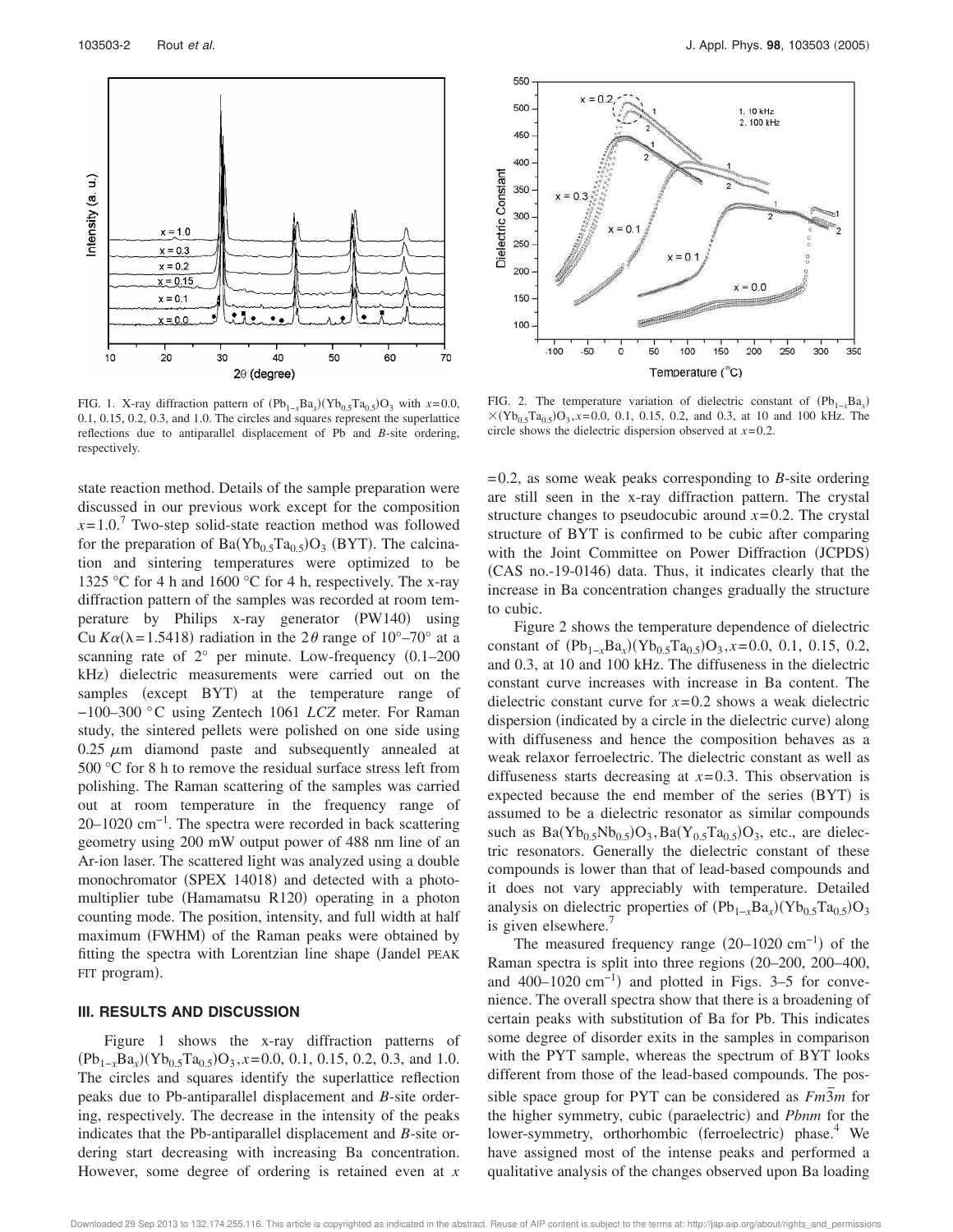FIG. 1. X-ray diffraction pattern of $(Pb_{1-x}Ba_x)(Yb_{0.5}Ta_{0.5})O_3$ with $x$=0.0, 0.1, 0.15, 0.2, 0.3, and 1.0. The circles and squares represent the superlattice reflections due to antiparallel displacement of Pb and $B$-site ordering, respectively.

FIG. 2. The temperature variation of dielectric constant of $(Pb_{1-x}Ba_x) \times (Yb_{0.5}Ta_{0.5})O_3$, $x$=0.0, 0.1, 0.15, 0.2, and 0.3, at 10 and 100 kHz. The circle shows the dielectric dispersion observed at $x$=0.2.

state reaction method. Details of the sample preparation were discussed in our previous work except for the composition $x$=1.0.[7] Two-step solid-state reaction method was followed for the preparation of $Ba(Yb_{0.5}Ta_{0.5})O_3$ (BYT). The calcination and sintering temperatures were optimized to be 1325 °C for 4 h and 1600 °C for 4 h, respectively. The x-ray diffraction pattern of the samples was recorded at room temperature by Philips x-ray generator (PW140) using Cu $K\alpha$($\lambda$=1.5418) radiation in the $2\theta$ range of 10°–70° at a scanning rate of 2° per minute. Low-frequency (0.1–200 kHz) dielectric measurements were carried out on the samples (except BYT) at the temperature range of −100–300 °C using Zentech 1061 *LCZ* meter. For Raman study, the sintered pellets were polished on one side using 0.25 $\mu$m diamond paste and subsequently annealed at 500 °C for 8 h to remove the residual surface stress left from polishing. The Raman scattering of the samples was carried out at room temperature in the frequency range of 20–1020 $cm^{-1}$. The spectra were recorded in back scattering geometry using 200 mW output power of 488 nm line of an Ar-ion laser. The scattered light was analyzed using a double monochromator (SPEX 14018) and detected with a photomultiplier tube (Hamamatsu R120) operating in a photon counting mode. The position, intensity, and full width at half maximum (FWHM) of the Raman peaks were obtained by fitting the spectra with Lorentzian line shape (Jandel PEAK FIT program).

## III. RESULTS AND DISCUSSION

Figure 1 shows the x-ray diffraction patterns of $(Pb_{1-x}Ba_x)(Yb_{0.5}Ta_{0.5})O_3$, $x$=0.0, 0.1, 0.15, 0.2, 0.3, and 1.0. The circles and squares identify the superlattice reflection peaks due to Pb-antiparallel displacement and $B$-site ordering, respectively. The decrease in the intensity of the peaks indicates that the Pb-antiparallel displacement and $B$-site ordering start decreasing with increasing Ba concentration. However, some degree of ordering is retained even at $x$=0.2, as some weak peaks corresponding to $B$-site ordering are still seen in the x-ray diffraction pattern. The crystal structure changes to pseudocubic around $x$=0.2. The crystal structure of BYT is confirmed to be cubic after comparing with the Joint Committee on Power Diffraction (JCPDS) (CAS no.-19-0146) data. Thus, it indicates clearly that the increase in Ba concentration changes gradually the structure to cubic.

Figure 2 shows the temperature dependence of dielectric constant of $(Pb_{1-x}Ba_x)(Yb_{0.5}Ta_{0.5})O_3$, $x$=0.0, 0.1, 0.15, 0.2, and 0.3, at 10 and 100 kHz. The diffuseness in the dielectric constant curve increases with increase in Ba content. The dielectric constant curve for $x$=0.2 shows a weak dielectric dispersion (indicated by a circle in the dielectric curve) along with diffuseness and hence the composition behaves as a weak relaxor ferroelectric. The dielectric constant as well as diffuseness starts decreasing at $x$=0.3. This observation is expected because the end member of the series (BYT) is assumed to be a dielectric resonator as similar compounds such as $Ba(Yb_{0.5}Nb_{0.5})O_3$, $Ba(Y_{0.5}Ta_{0.5})O_3$, etc., are dielectric resonators. Generally the dielectric constant of these compounds is lower than that of lead-based compounds and it does not vary appreciably with temperature. Detailed analysis on dielectric properties of $(Pb_{1-x}Ba_x)(Yb_{0.5}Ta_{0.5})O_3$ is given elsewhere.[7]

The measured frequency range (20–1020 $cm^{-1}$) of the Raman spectra is split into three regions (20–200, 200–400, and 400–1020 $cm^{-1}$) and plotted in Figs. 3–5 for convenience. The overall spectra show that there is a broadening of certain peaks with substitution of Ba for Pb. This indicates some degree of disorder exits in the samples in comparison with the PYT sample, whereas the spectrum of BYT looks different from those of the lead-based compounds. The possible space group for PYT can be considered as $Fm\bar{3}m$ for the higher symmetry, cubic (paraelectric) and *Pbnm* for the lower-symmetry, orthorhombic (ferroelectric) phase.[4] We have assigned most of the intense peaks and performed a qualitative analysis of the changes observed upon Ba loading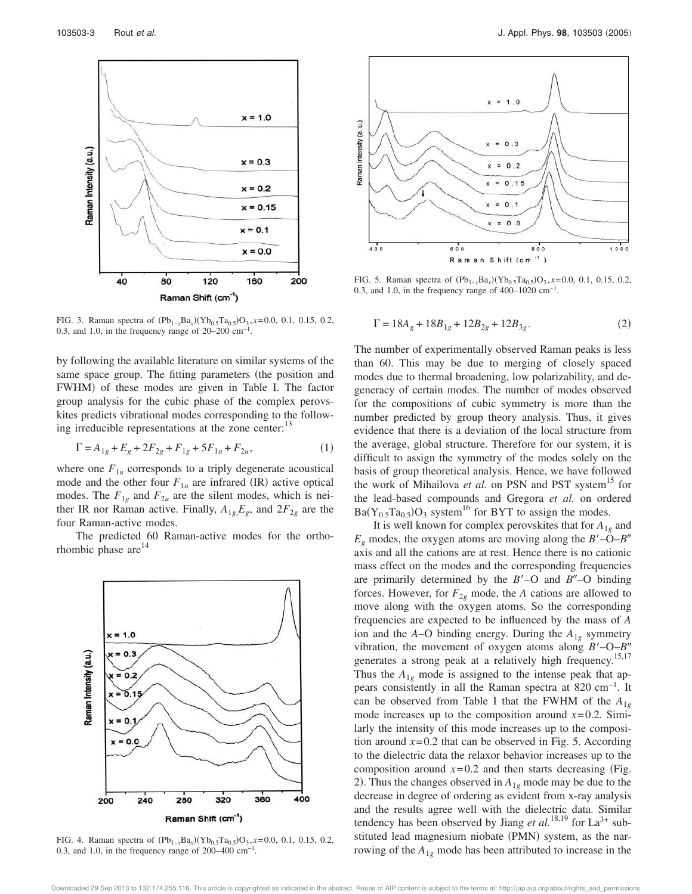FIG. 3. Raman spectra of $(Pb_{1-x}Ba_x)(Yb_{0.5}Ta_{0.5})O_3$, $x$=0.0, 0.1, 0.15, 0.2, 0.3, and 1.0, in the frequency range of 20–200 $cm^{-1}$.

by following the available literature on similar systems of the same space group. The fitting parameters (the position and FWHM) of these modes are given in Table I. The factor group analysis for the cubic phase of the complex perovskites predicts vibrational modes corresponding to the following irreducible representations at the zone center:[13]

$$\Gamma = A_{1g} + E_g + 2F_{2g} + F_{1g} + 5F_{1u} + F_{2u}, \tag{1}$$

where one $F_{1u}$ corresponds to a triply degenerate acoustical mode and the other four $F_{1u}$ are infrared (IR) active optical modes. The $F_{1g}$ and $F_{2u}$ are the silent modes, which is neither IR nor Raman active. Finally, $A_{1g}$, $E_g$, and $2F_{2g}$ are the four Raman-active modes.

The predicted 60 Raman-active modes for the orthorhombic phase are[14]

FIG. 4. Raman spectra of $(Pb_{1-x}Ba_x)(Yb_{0.5}Ta_{0.5})O_3$, $x$=0.0, 0.1, 0.15, 0.2, 0.3, and 1.0, in the frequency range of 200–400 $cm^{-1}$.

FIG. 5. Raman spectra of $(Pb_{1-x}Ba_x)(Yb_{0.5}Ta_{0.5})O_3$, $x$=0.0, 0.1, 0.15, 0.2, 0.3, and 1.0, in the frequency range of 400–1020 $cm^{-1}$.

$$\Gamma = 18A_g + 18B_{1g} + 12B_{2g} + 12B_{3g}. \tag{2}$$

The number of experimentally observed Raman peaks is less than 60. This may be due to merging of closely spaced modes due to thermal broadening, low polarizability, and degeneracy of certain modes. The number of modes observed for the compositions of cubic symmetry is more than the number predicted by group theory analysis. Thus, it gives evidence that there is a deviation of the local structure from the average, global structure. Therefore for our system, it is difficult to assign the symmetry of the modes solely on the basis of group theoretical analysis. Hence, we have followed the work of Mihailova *et al.* on PSN and PST system[15] for the lead-based compounds and Gregora *et al.* on ordered $Ba(Y_{0.5}Ta_{0.5})O_3$ system[16] for BYT to assign the modes.

It is well known for complex perovskites that for $A_{1g}$ and $E_g$ modes, the oxygen atoms are moving along the $B'$–O–$B''$ axis and all the cations are at rest. Hence there is no cationic mass effect on the modes and the corresponding frequencies are primarily determined by the $B'$–O and $B''$–O binding forces. However, for $F_{2g}$ mode, the $A$ cations are allowed to move along with the oxygen atoms. So the corresponding frequencies are expected to be influenced by the mass of $A$ ion and the $A$–O binding energy. During the $A_{1g}$ symmetry vibration, the movement of oxygen atoms along $B'$–O–$B''$ generates a strong peak at a relatively high frequency.[15,17] Thus the $A_{1g}$ mode is assigned to the intense peak that appears consistently in all the Raman spectra at 820 $cm^{-1}$. It can be observed from Table I that the FWHM of the $A_{1g}$ mode increases up to the composition around $x$=0.2. Similarly the intensity of this mode increases up to the composition around $x$=0.2 that can be observed in Fig. 5. According to the dielectric data the relaxor behavior increases up to the composition around $x$=0.2 and then starts decreasing (Fig. 2). Thus the changes observed in $A_{1g}$ mode may be due to the decrease in degree of ordering as evident from x-ray analysis and the results agree well with the dielectric data. Similar tendency has been observed by Jiang *et al.*[18,19] for $La^{3+}$ substituted lead magnesium niobate (PMN) system, as the narrowing of the $A_{1g}$ mode has been attributed to increase in the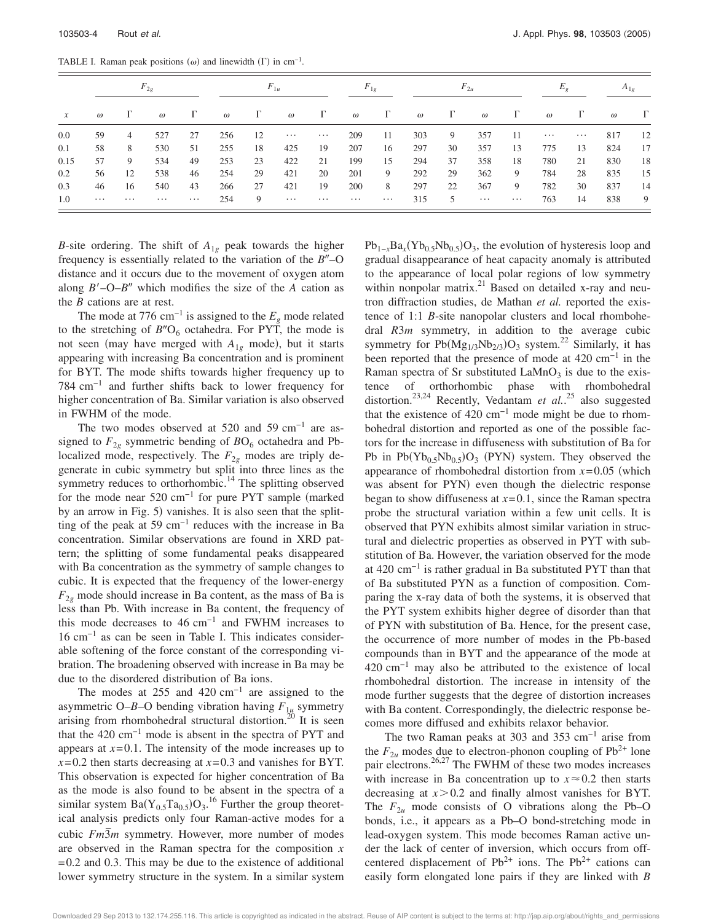TABLE I. Raman peak positions ($\omega$) and linewidth ($\Gamma$) in $cm^{-1}$.

| | $F_{2g}$ | | | | $F_{1u}$ | | | | $F_{1g}$ | | $F_{2u}$ | | | | $E_g$ | | $A_{1g}$ | |
|---|---|---|---|---|---|---|---|---|---|---|---|---|---|---|---|---|---|---|
| $x$ | $\omega$ | $\Gamma$ | $\omega$ | $\Gamma$ | $\omega$ | $\Gamma$ | $\omega$ | $\Gamma$ | $\omega$ | $\Gamma$ | $\omega$ | $\Gamma$ | $\omega$ | $\Gamma$ | $\omega$ | $\Gamma$ | $\omega$ | $\Gamma$ |
| 0.0 | 59 | 4 | 527 | 27 | 256 | 12 | ⋯ | ⋯ | 209 | 11 | 303 | 9 | 357 | 11 | ⋯ | ⋯ | 817 | 12 |
| 0.1 | 58 | 8 | 530 | 51 | 255 | 18 | 425 | 19 | 207 | 16 | 297 | 30 | 357 | 13 | 775 | 13 | 824 | 17 |
| 0.15 | 57 | 9 | 534 | 49 | 253 | 23 | 422 | 21 | 199 | 15 | 294 | 37 | 358 | 18 | 780 | 21 | 830 | 18 |
| 0.2 | 56 | 12 | 538 | 46 | 254 | 29 | 421 | 20 | 201 | 9 | 292 | 29 | 362 | 9 | 784 | 28 | 835 | 15 |
| 0.3 | 46 | 16 | 540 | 43 | 266 | 27 | 421 | 19 | 200 | 8 | 297 | 22 | 367 | 9 | 782 | 30 | 837 | 14 |
| 1.0 | ⋯ | ⋯ | ⋯ | ⋯ | 254 | 9 | ⋯ | ⋯ | ⋯ | ⋯ | 315 | 5 | ⋯ | ⋯ | 763 | 14 | 838 | 9 |

*B*-site ordering. The shift of $A_{1g}$ peak towards the higher frequency is essentially related to the variation of the $B''$–O distance and it occurs due to the movement of oxygen atom along $B'$–O–$B''$ which modifies the size of the *A* cation as the *B* cations are at rest.

The mode at 776 $cm^{-1}$ is assigned to the $E_g$ mode related to the stretching of $B''O_6$ octahedra. For PYT, the mode is not seen (may have merged with $A_{1g}$ mode), but it starts appearing with increasing Ba concentration and is prominent for BYT. The mode shifts towards higher frequency up to 784 $cm^{-1}$ and further shifts back to lower frequency for higher concentration of Ba. Similar variation is also observed in FWHM of the mode.

The two modes observed at 520 and 59 $cm^{-1}$ are assigned to $F_{2g}$ symmetric bending of $BO_6$ octahedra and Pb-localized mode, respectively. The $F_{2g}$ modes are triply degenerate in cubic symmetry but split into three lines as the symmetry reduces to orthorhombic.[14] The splitting observed for the mode near 520 $cm^{-1}$ for pure PYT sample (marked by an arrow in Fig. 5) vanishes. It is also seen that the splitting of the peak at 59 $cm^{-1}$ reduces with the increase in Ba concentration. Similar observations are found in XRD pattern; the splitting of some fundamental peaks disappeared with Ba concentration as the symmetry of sample changes to cubic. It is expected that the frequency of the lower-energy $F_{2g}$ mode should increase in Ba content, as the mass of Ba is less than Pb. With increase in Ba content, the frequency of this mode decreases to 46 $cm^{-1}$ and FWHM increases to 16 $cm^{-1}$ as can be seen in Table I. This indicates considerable softening of the force constant of the corresponding vibration. The broadening observed with increase in Ba may be due to the disordered distribution of Ba ions.

The modes at 255 and 420 $cm^{-1}$ are assigned to the asymmetric O–*B*–O bending vibration having $F_{1u}$ symmetry arising from rhombohedral structural distortion.[20] It is seen that the 420 $cm^{-1}$ mode is absent in the spectra of PYT and appears at $x=0.1$. The intensity of the mode increases up to $x=0.2$ then starts decreasing at $x=0.3$ and vanishes for BYT. This observation is expected for higher concentration of Ba as the mode is also found to be absent in the spectra of a similar system $Ba(Y_{0.5}Ta_{0.5})O_3$.[16] Further the group theoretical analysis predicts only four Raman-active modes for a cubic $Fm\bar{3}m$ symmetry. However, more number of modes are observed in the Raman spectra for the composition $x=0.2$ and 0.3. This may be due to the existence of additional lower symmetry structure in the system. In a similar system $Pb_{1-x}Ba_x(Yb_{0.5}Nb_{0.5})O_3$, the evolution of hysteresis loop and gradual disappearance of heat capacity anomaly is attributed to the appearance of local polar regions of low symmetry within nonpolar matrix.[21] Based on detailed x-ray and neutron diffraction studies, de Mathan *et al.* reported the existence of 1:1 *B*-site nanopolar clusters and local rhombohedral *R*3*m* symmetry, in addition to the average cubic symmetry for $Pb(Mg_{1/3}Nb_{2/3})O_3$ system.[22] Similarly, it has been reported that the presence of mode at 420 $cm^{-1}$ in the Raman spectra of Sr substituted $LaMnO_3$ is due to the existence of orthorhombic phase with rhombohedral distortion.[23,24] Recently, Vedantam *et al.*.[25] also suggested that the existence of 420 $cm^{-1}$ mode might be due to rhombohedral distortion and reported as one of the possible factors for the increase in diffuseness with substitution of Ba for Pb in $Pb(Yb_{0.5}Nb_{0.5})O_3$ (PYN) system. They observed the appearance of rhombohedral distortion from $x=0.05$ (which was absent for PYN) even though the dielectric response began to show diffuseness at $x=0.1$, since the Raman spectra probe the structural variation within a few unit cells. It is observed that PYN exhibits almost similar variation in structural and dielectric properties as observed in PYT with substitution of Ba. However, the variation observed for the mode at 420 $cm^{-1}$ is rather gradual in Ba substituted PYT than that of Ba substituted PYN as a function of composition. Comparing the x-ray data of both the systems, it is observed that the PYT system exhibits higher degree of disorder than that of PYN with substitution of Ba. Hence, for the present case, the occurrence of more number of modes in the Pb-based compounds than in BYT and the appearance of the mode at 420 $cm^{-1}$ may also be attributed to the existence of local rhombohedral distortion. The increase in intensity of the mode further suggests that the degree of distortion increases with Ba content. Correspondingly, the dielectric response becomes more diffused and exhibits relaxor behavior.

The two Raman peaks at 303 and 353 $cm^{-1}$ arise from the $F_{2u}$ modes due to electron-phonon coupling of $Pb^{2+}$ lone pair electrons.[26,27] The FWHM of these two modes increases with increase in Ba concentration up to $x \approx 0.2$ then starts decreasing at $x > 0.2$ and finally almost vanishes for BYT. The $F_{2u}$ mode consists of O vibrations along the Pb–O bonds, i.e., it appears as a Pb–O bond-stretching mode in lead-oxygen system. This mode becomes Raman active under the lack of center of inversion, which occurs from off-centered displacement of $Pb^{2+}$ ions. The $Pb^{2+}$ cations can easily form elongated lone pairs if they are linked with *B*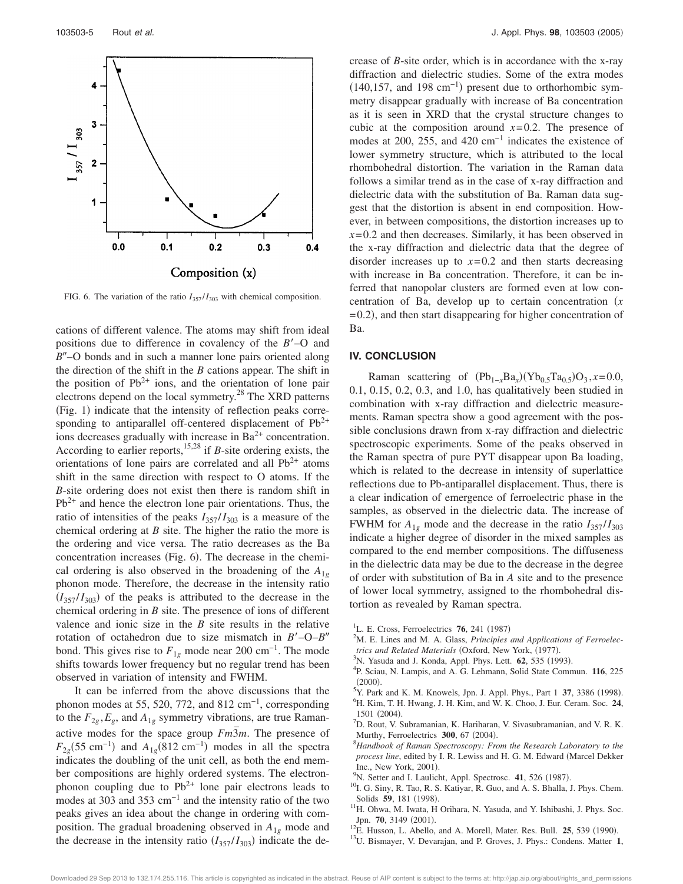FIG. 6. The variation of the ratio $I_{357}/I_{303}$ with chemical composition.

cations of different valence. The atoms may shift from ideal positions due to difference in covalency of the $B'$–O and $B''$–O bonds and in such a manner lone pairs oriented along the direction of the shift in the $B$ cations appear. The shift in the position of $Pb^{2+}$ ions, and the orientation of lone pair electrons depend on the local symmetry.[28] The XRD patterns (Fig. 1) indicate that the intensity of reflection peaks corresponding to antiparallel off-centered displacement of $Pb^{2+}$ ions decreases gradually with increase in $Ba^{2+}$ concentration. According to earlier reports,[15,28] if $B$-site ordering exists, the orientations of lone pairs are correlated and all $Pb^{2+}$ atoms shift in the same direction with respect to O atoms. If the $B$-site ordering does not exist then there is random shift in $Pb^{2+}$ and hence the electron lone pair orientations. Thus, the ratio of intensities of the peaks $I_{357}/I_{303}$ is a measure of the chemical ordering at $B$ site. The higher the ratio the more is the ordering and vice versa. The ratio decreases as the Ba concentration increases (Fig. 6). The decrease in the chemical ordering is also observed in the broadening of the $A_{1g}$ phonon mode. Therefore, the decrease in the intensity ratio ($I_{357}/I_{303}$) of the peaks is attributed to the decrease in the chemical ordering in $B$ site. The presence of ions of different valence and ionic size in the $B$ site results in the relative rotation of octahedron due to size mismatch in $B'$–O–$B''$ bond. This gives rise to $F_{1g}$ mode near 200 cm$^{-1}$. The mode shifts towards lower frequency but no regular trend has been observed in variation of intensity and FWHM.

It can be inferred from the above discussions that the phonon modes at 55, 520, 772, and 812 cm$^{-1}$, corresponding to the $F_{2g}, E_g$, and $A_{1g}$ symmetry vibrations, are true Raman-active modes for the space group $Fm\bar{3}m$. The presence of $F_{2g}$(55 cm$^{-1}$) and $A_{1g}$(812 cm$^{-1}$) modes in all the spectra indicates the doubling of the unit cell, as both the end member compositions are highly ordered systems. The electron-phonon coupling due to $Pb^{2+}$ lone pair electrons leads to modes at 303 and 353 cm$^{-1}$ and the intensity ratio of the two peaks gives an idea about the change in ordering with composition. The gradual broadening observed in $A_{1g}$ mode and the decrease in the intensity ratio ($I_{357}/I_{303}$) indicate the decrease of $B$-site order, which is in accordance with the x-ray diffraction and dielectric studies. Some of the extra modes (140,157, and 198 cm$^{-1}$) present due to orthorhombic symmetry disappear gradually with increase of Ba concentration as it is seen in XRD that the crystal structure changes to cubic at the composition around $x=0.2$. The presence of modes at 200, 255, and 420 cm$^{-1}$ indicates the existence of lower symmetry structure, which is attributed to the local rhombohedral distortion. The variation in the Raman data follows a similar trend as in the case of x-ray diffraction and dielectric data with the substitution of Ba. Raman data suggest that the distortion is absent in end composition. However, in between compositions, the distortion increases up to $x=0.2$ and then decreases. Similarly, it has been observed in the x-ray diffraction and dielectric data that the degree of disorder increases up to $x=0.2$ and then starts decreasing with increase in Ba concentration. Therefore, it can be inferred that nanopolar clusters are formed even at low concentration of Ba, develop up to certain concentration ($x=0.2$), and then start disappearing for higher concentration of Ba.

## IV. CONCLUSION

Raman scattering of $(Pb_{1-x}Ba_x)(Yb_{0.5}Ta_{0.5})O_3, x=0.0$, 0.1, 0.15, 0.2, 0.3, and 1.0, has qualitatively been studied in combination with x-ray diffraction and dielectric measurements. Raman spectra show a good agreement with the possible conclusions drawn from x-ray diffraction and dielectric spectroscopic experiments. Some of the peaks observed in the Raman spectra of pure PYT disappear upon Ba loading, which is related to the decrease in intensity of superlattice reflections due to Pb-antiparallel displacement. Thus, there is a clear indication of emergence of ferroelectric phase in the samples, as observed in the dielectric data. The increase of FWHM for $A_{1g}$ mode and the decrease in the ratio $I_{357}/I_{303}$ indicate a higher degree of disorder in the mixed samples as compared to the end member compositions. The diffuseness in the dielectric data may be due to the decrease in the degree of order with substitution of Ba in $A$ site and to the presence of lower local symmetry, assigned to the rhombohedral distortion as revealed by Raman spectra.

[1] L. E. Cross, Ferroelectrics **76**, 241 (1987)
[2] M. E. Lines and M. A. Glass, *Principles and Applications of Ferroelectrics and Related Materials* (Oxford, New York, (1977).
[3] N. Yasuda and J. Konda, Appl. Phys. Lett. **62**, 535 (1993).
[4] P. Sciau, N. Lampis, and A. G. Lehmann, Solid State Commun. **116**, 225 (2000).
[5] Y. Park and K. M. Knowels, Jpn. J. Appl. Phys., Part 1 **37**, 3386 (1998).
[6] H. Kim, T. H. Hwang, J. H. Kim, and W. K. Choo, J. Eur. Ceram. Soc. **24**, 1501 (2004).
[7] D. Rout, V. Subramanian, K. Hariharan, V. Sivasubramanian, and V. R. K. Murthy, Ferroelectrics **300**, 67 (2004).
[8] *Handbook of Raman Spectroscopy: From the Research Laboratory to the process line*, edited by I. R. Lewiss and H. G. M. Edward (Marcel Dekker Inc., New York, 2001).
[9] N. Setter and I. Laulicht, Appl. Spectrosc. **41**, 526 (1987).
[10] I. G. Siny, R. Tao, R. S. Katiyar, R. Guo, and A. S. Bhalla, J. Phys. Chem. Solids **59**, 181 (1998).
[11] H. Ohwa, M. Iwata, H Orihara, N. Yasuda, and Y. Ishibashi, J. Phys. Soc. Jpn. **70**, 3149 (2001).
[12] E. Husson, L. Abello, and A. Morell, Mater. Res. Bull. **25**, 539 (1990).
[13] U. Bismayer, V. Devarajan, and P. Groves, J. Phys.: Condens. Matter **1**,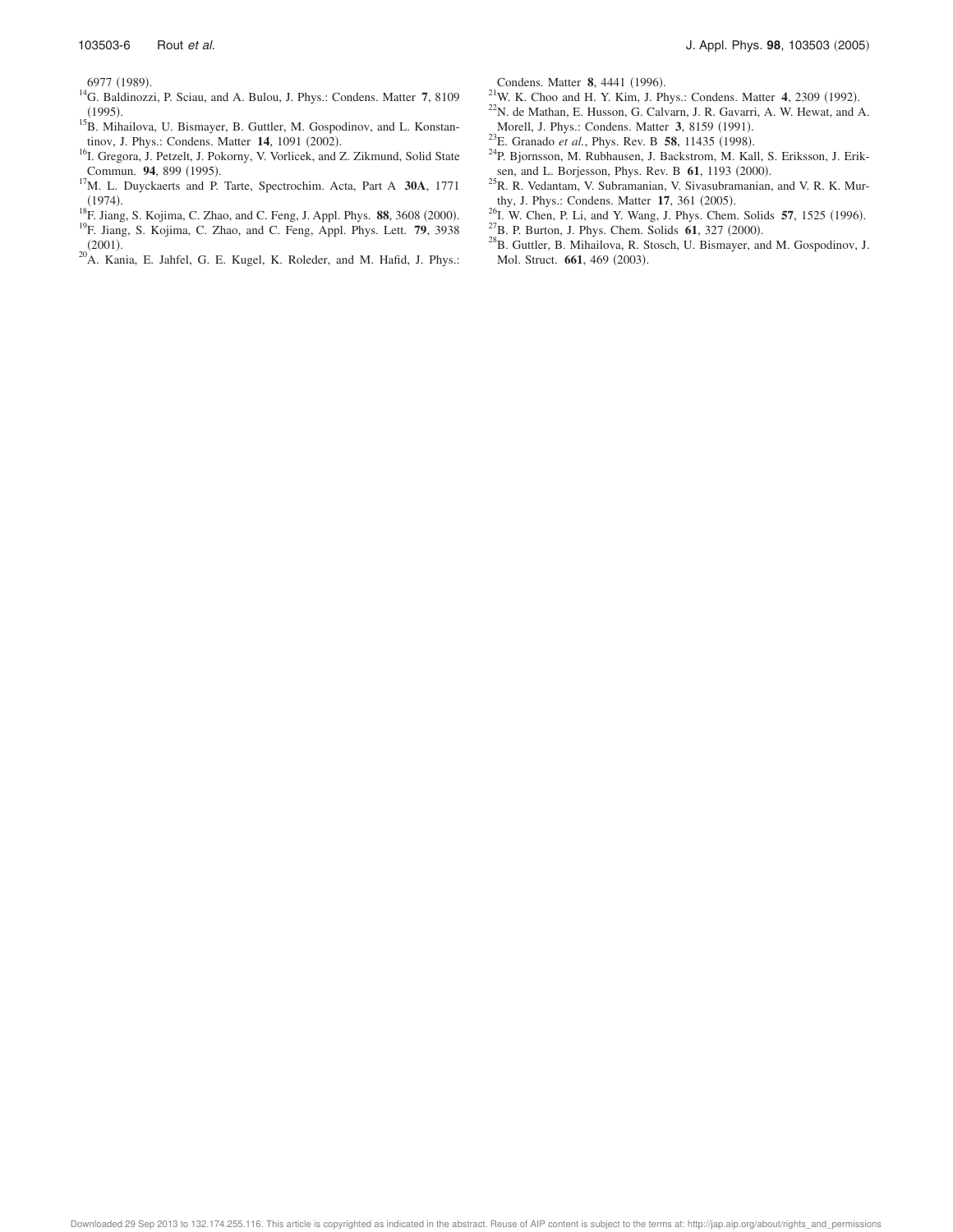6977 (1989).

[14] G. Baldinozzi, P. Sciau, and A. Bulou, J. Phys.: Condens. Matter **7**, 8109 (1995).

[15] B. Mihailova, U. Bismayer, B. Guttler, M. Gospodinov, and L. Konstantinov, J. Phys.: Condens. Matter **14**, 1091 (2002).

[16] I. Gregora, J. Petzelt, J. Pokorny, V. Vorlicek, and Z. Zikmund, Solid State Commun. **94**, 899 (1995).

[17] M. L. Duyckaerts and P. Tarte, Spectrochim. Acta, Part A **30A**, 1771 (1974).

[18] F. Jiang, S. Kojima, C. Zhao, and C. Feng, J. Appl. Phys. **88**, 3608 (2000).

[19] F. Jiang, S. Kojima, C. Zhao, and C. Feng, Appl. Phys. Lett. **79**, 3938 (2001).

[20] A. Kania, E. Jahfel, G. E. Kugel, K. Roleder, and M. Hafid, J. Phys.: Condens. Matter **8**, 4441 (1996).

[21] W. K. Choo and H. Y. Kim, J. Phys.: Condens. Matter **4**, 2309 (1992).

[22] N. de Mathan, E. Husson, G. Calvarn, J. R. Gavarri, A. W. Hewat, and A. Morell, J. Phys.: Condens. Matter **3**, 8159 (1991).

[23] E. Granado *et al.*, Phys. Rev. B **58**, 11435 (1998).

[24] P. Bjornsson, M. Rubhausen, J. Backstrom, M. Kall, S. Eriksson, J. Eriksen, and L. Borjesson, Phys. Rev. B **61**, 1193 (2000).

[25] R. R. Vedantam, V. Subramanian, V. Sivasubramanian, and V. R. K. Murthy, J. Phys.: Condens. Matter **17**, 361 (2005).

[26] I. W. Chen, P. Li, and Y. Wang, J. Phys. Chem. Solids **57**, 1525 (1996).

[27] B. P. Burton, J. Phys. Chem. Solids **61**, 327 (2000).

[28] B. Guttler, B. Mihailova, R. Stosch, U. Bismayer, and M. Gospodinov, J. Mol. Struct. **661**, 469 (2003).